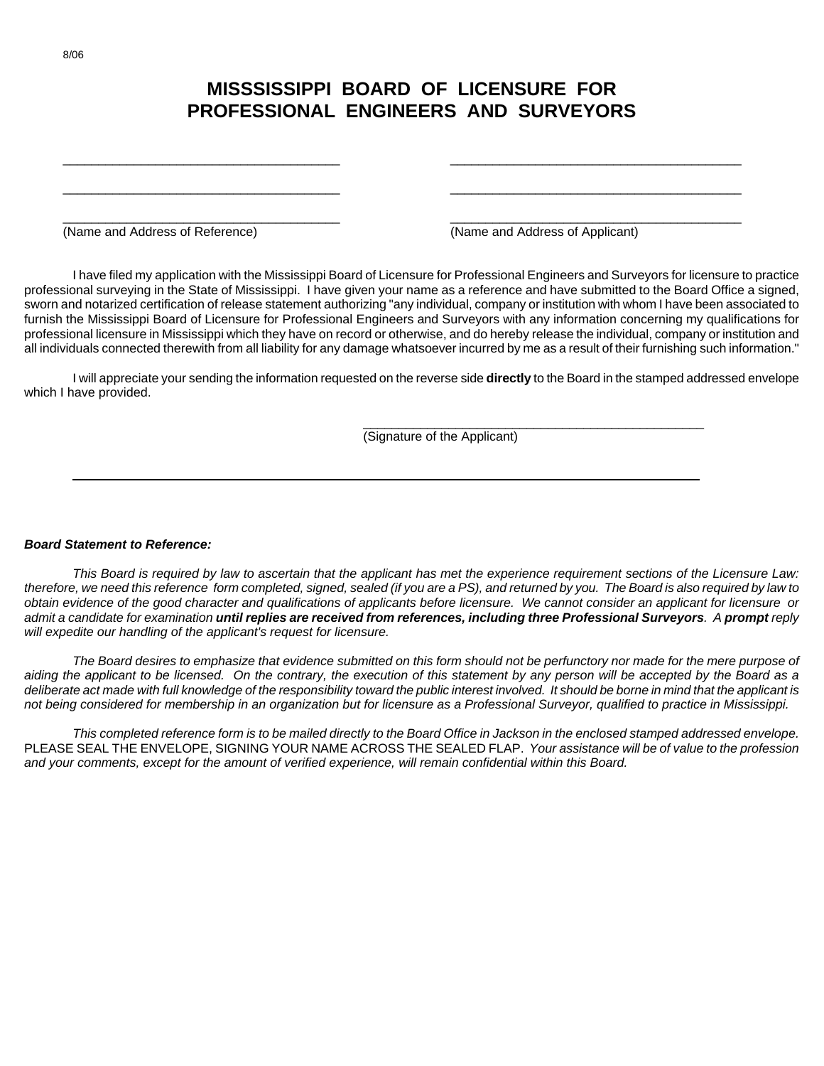8/06

# MISSSISSIPPI BOARD OF LICENSURE FOR PROFESSIONAL ENGINEERS AND SURVEYORS

| ______________________________________ | ______________________________________ |
|---|---|
| ______________________________________ | ______________________________________ |
| ______________________________________ | ______________________________________ |
| (Name and Address of Reference) | (Name and Address of Applicant) |

I have filed my application with the Mississippi Board of Licensure for Professional Engineers and Surveyors for licensure to practice professional surveying in the State of Mississippi. I have given your name as a reference and have submitted to the Board Office a signed, sworn and notarized certification of release statement authorizing "any individual, company or institution with whom I have been associated to furnish the Mississippi Board of Licensure for Professional Engineers and Surveyors with any information concerning my qualifications for professional licensure in Mississippi which they have on record or otherwise, and do hereby release the individual, company or institution and all individuals connected therewith from all liability for any damage whatsoever incurred by me as a result of their furnishing such information."

I will appreciate your sending the information requested on the reverse side **directly** to the Board in the stamped addressed envelope which I have provided.

______________________________________________
(Signature of the Applicant)

---

***Board Statement to Reference:***

*This Board is required by law to ascertain that the applicant has met the experience requirement sections of the Licensure Law: therefore, we need this reference form completed, signed, sealed (if you are a PS), and returned by you. The Board is also required by law to obtain evidence of the good character and qualifications of applicants before licensure. We cannot consider an applicant for licensure or admit a candidate for examination* ***until replies are received from references, including three Professional Surveyors****. A* ***prompt*** *reply will expedite our handling of the applicant's request for licensure.*

*The Board desires to emphasize that evidence submitted on this form should not be perfunctory nor made for the mere purpose of aiding the applicant to be licensed. On the contrary, the execution of this statement by any person will be accepted by the Board as a deliberate act made with full knowledge of the responsibility toward the public interest involved. It should be borne in mind that the applicant is not being considered for membership in an organization but for licensure as a Professional Surveyor, qualified to practice in Mississippi.*

*This completed reference form is to be mailed directly to the Board Office in Jackson in the enclosed stamped addressed envelope.* PLEASE SEAL THE ENVELOPE, SIGNING YOUR NAME ACROSS THE SEALED FLAP. *Your assistance will be of value to the profession and your comments, except for the amount of verified experience, will remain confidential within this Board.*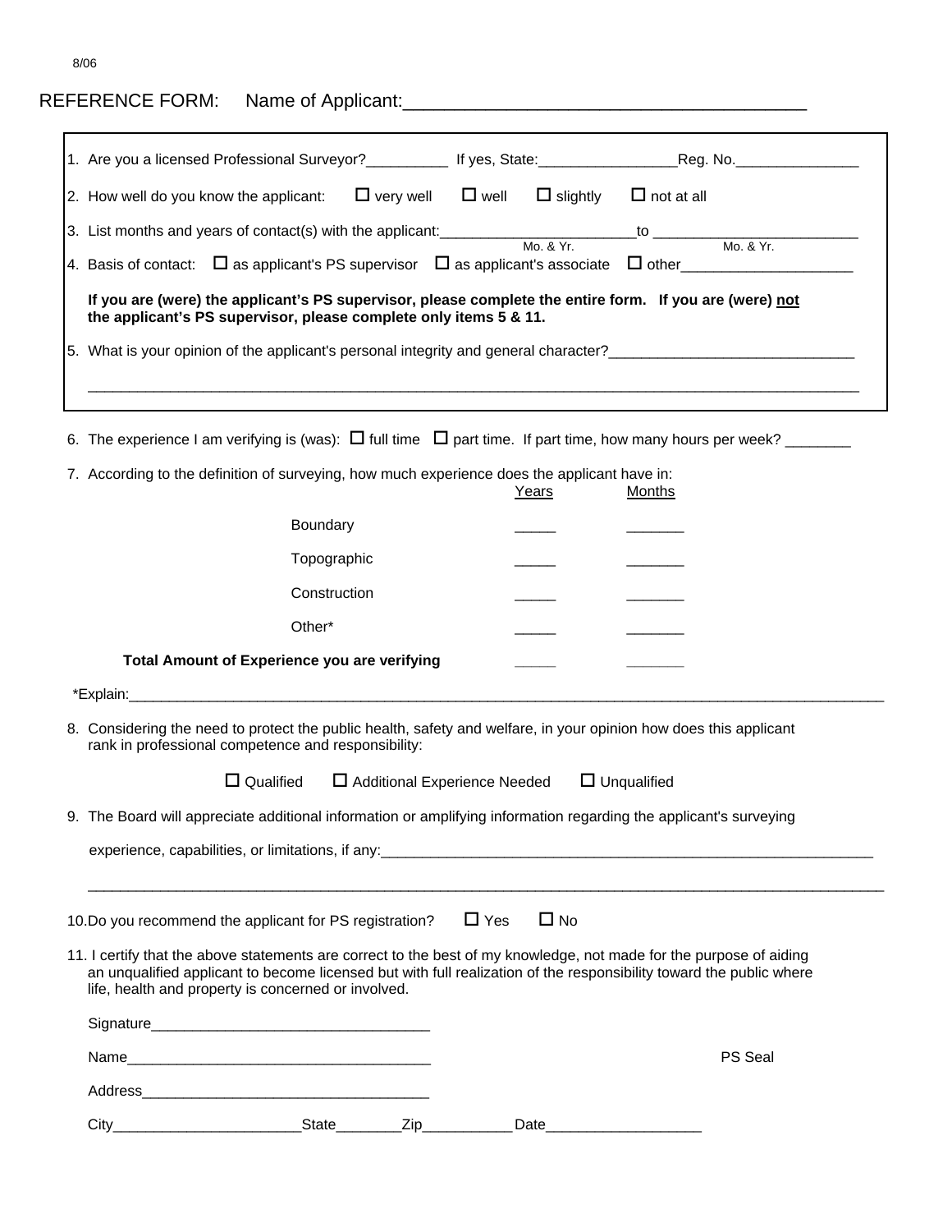8/06

REFERENCE FORM: Name of Applicant:________________________________________

1. Are you a licensed Professional Surveyor?__________ If yes, State:_________________Reg. No._______________

2. How well do you know the applicant: ☐ very well ☐ well ☐ slightly ☐ not at all

3. List months and years of contact(s) with the applicant:________________________to _________________________
   Mo. & Yr. Mo. & Yr.

4. Basis of contact: ☐ as applicant's PS supervisor ☐ as applicant's associate ☐ other_____________________

**If you are (were) the applicant's PS supervisor, please complete the entire form. If you are (were) <u>not</u> the applicant's PS supervisor, please complete only items 5 & 11.**

5. What is your opinion of the applicant's personal integrity and general character?______________________________

_____________________________________________________________________________________________

6. The experience I am verifying is (was): ☐ full time ☐ part time. If part time, how many hours per week? ________

7. According to the definition of surveying, how much experience does the applicant have in:

| | Years | Months |
|---|---|---|
| Boundary | _____ | _______ |
| Topographic | _____ | _______ |
| Construction | _____ | _______ |
| Other* | _____ | _______ |
| **Total Amount of Experience you are verifying** | _____ | _______ |

*Explain:_____________________________________________________________________________________________

8. Considering the need to protect the public health, safety and welfare, in your opinion how does this applicant rank in professional competence and responsibility:

   ☐ Qualified ☐ Additional Experience Needed ☐ Unqualified

9. The Board will appreciate additional information or amplifying information regarding the applicant's surveying experience, capabilities, or limitations, if any:_______________________________________________________________

_____________________________________________________________________________________________

10. Do you recommend the applicant for PS registration? ☐ Yes ☐ No

11. I certify that the above statements are correct to the best of my knowledge, not made for the purpose of aiding an unqualified applicant to become licensed but with full realization of the responsibility toward the public where life, health and property is concerned or involved.

Signature__________________________________

Name_____________________________________ PS Seal

Address___________________________________

City_______________________State________Zip___________Date___________________